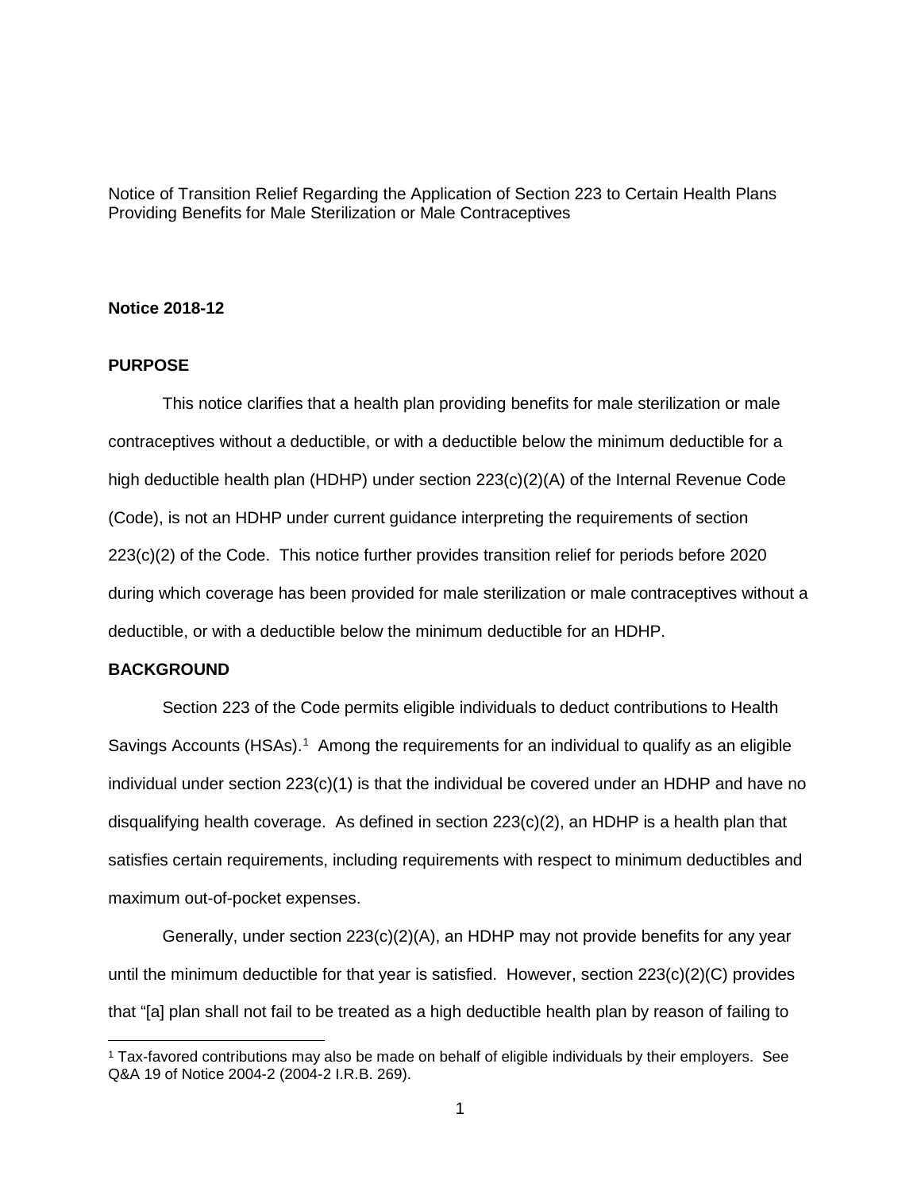Notice of Transition Relief Regarding the Application of Section 223 to Certain Health Plans Providing Benefits for Male Sterilization or Male Contraceptives

**Notice 2018-12**

**PURPOSE**

This notice clarifies that a health plan providing benefits for male sterilization or male contraceptives without a deductible, or with a deductible below the minimum deductible for a high deductible health plan (HDHP) under section 223(c)(2)(A) of the Internal Revenue Code (Code), is not an HDHP under current guidance interpreting the requirements of section 223(c)(2) of the Code. This notice further provides transition relief for periods before 2020 during which coverage has been provided for male sterilization or male contraceptives without a deductible, or with a deductible below the minimum deductible for an HDHP.

**BACKGROUND**

Section 223 of the Code permits eligible individuals to deduct contributions to Health Savings Accounts (HSAs).[1] Among the requirements for an individual to qualify as an eligible individual under section 223(c)(1) is that the individual be covered under an HDHP and have no disqualifying health coverage. As defined in section 223(c)(2), an HDHP is a health plan that satisfies certain requirements, including requirements with respect to minimum deductibles and maximum out-of-pocket expenses.

Generally, under section 223(c)(2)(A), an HDHP may not provide benefits for any year until the minimum deductible for that year is satisfied. However, section 223(c)(2)(C) provides that "[a] plan shall not fail to be treated as a high deductible health plan by reason of failing to

[1] Tax-favored contributions may also be made on behalf of eligible individuals by their employers. See Q&A 19 of Notice 2004-2 (2004-2 I.R.B. 269).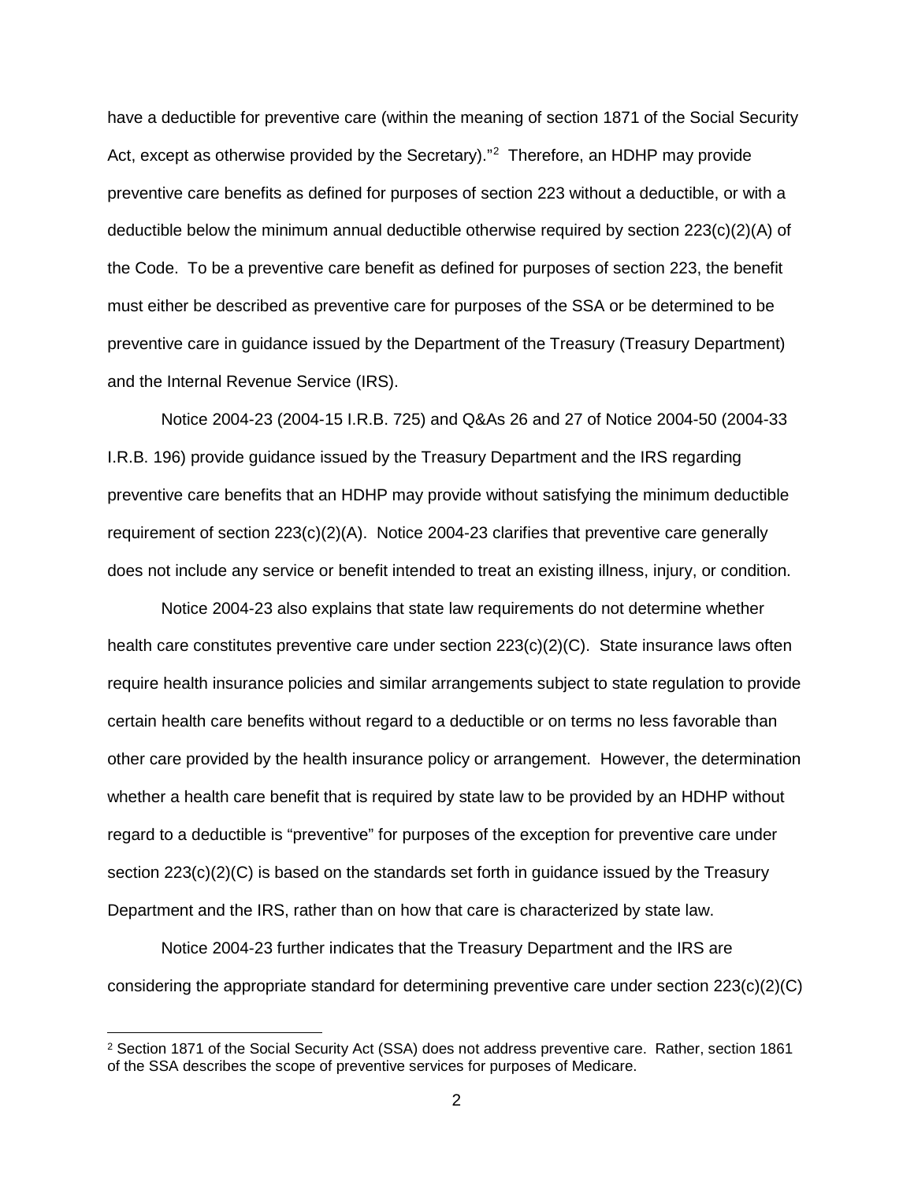have a deductible for preventive care (within the meaning of section 1871 of the Social Security Act, except as otherwise provided by the Secretary)."[2] Therefore, an HDHP may provide preventive care benefits as defined for purposes of section 223 without a deductible, or with a deductible below the minimum annual deductible otherwise required by section 223(c)(2)(A) of the Code. To be a preventive care benefit as defined for purposes of section 223, the benefit must either be described as preventive care for purposes of the SSA or be determined to be preventive care in guidance issued by the Department of the Treasury (Treasury Department) and the Internal Revenue Service (IRS).

Notice 2004-23 (2004-15 I.R.B. 725) and Q&As 26 and 27 of Notice 2004-50 (2004-33 I.R.B. 196) provide guidance issued by the Treasury Department and the IRS regarding preventive care benefits that an HDHP may provide without satisfying the minimum deductible requirement of section 223(c)(2)(A). Notice 2004-23 clarifies that preventive care generally does not include any service or benefit intended to treat an existing illness, injury, or condition.

Notice 2004-23 also explains that state law requirements do not determine whether health care constitutes preventive care under section 223(c)(2)(C). State insurance laws often require health insurance policies and similar arrangements subject to state regulation to provide certain health care benefits without regard to a deductible or on terms no less favorable than other care provided by the health insurance policy or arrangement. However, the determination whether a health care benefit that is required by state law to be provided by an HDHP without regard to a deductible is "preventive" for purposes of the exception for preventive care under section 223(c)(2)(C) is based on the standards set forth in guidance issued by the Treasury Department and the IRS, rather than on how that care is characterized by state law.

Notice 2004-23 further indicates that the Treasury Department and the IRS are considering the appropriate standard for determining preventive care under section 223(c)(2)(C)

[2] Section 1871 of the Social Security Act (SSA) does not address preventive care. Rather, section 1861 of the SSA describes the scope of preventive services for purposes of Medicare.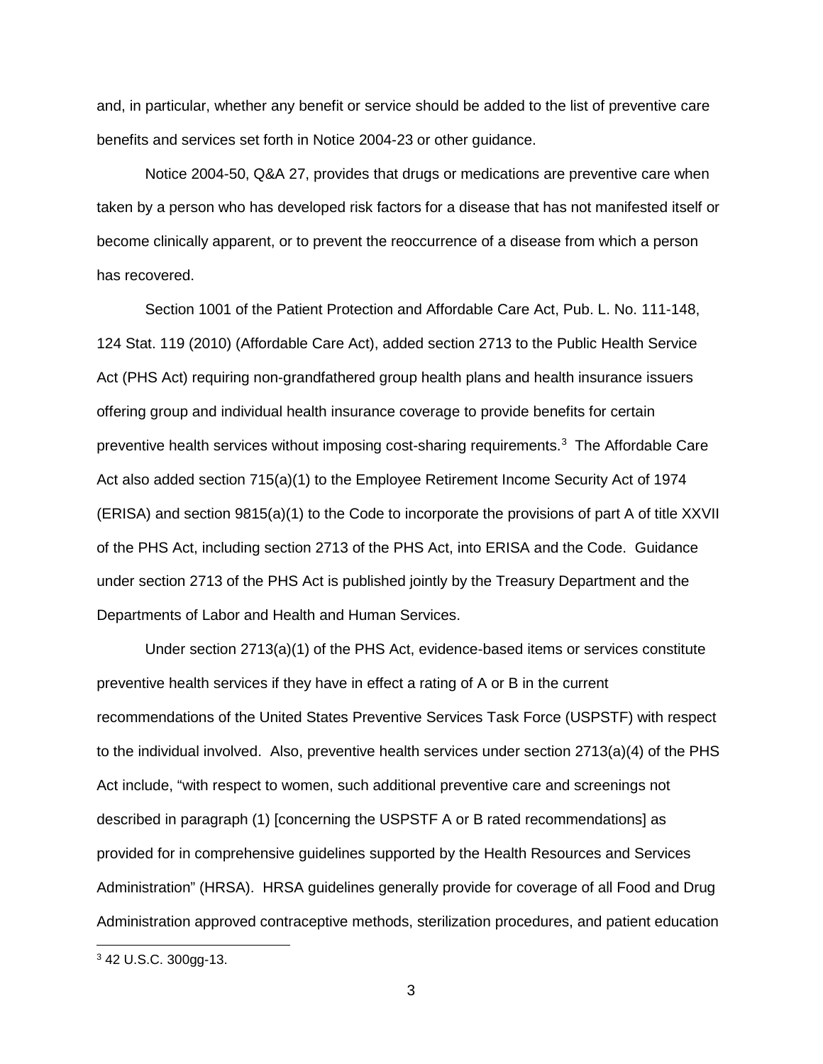and, in particular, whether any benefit or service should be added to the list of preventive care benefits and services set forth in Notice 2004-23 or other guidance.

Notice 2004-50, Q&A 27, provides that drugs or medications are preventive care when taken by a person who has developed risk factors for a disease that has not manifested itself or become clinically apparent, or to prevent the reoccurrence of a disease from which a person has recovered.

Section 1001 of the Patient Protection and Affordable Care Act, Pub. L. No. 111-148, 124 Stat. 119 (2010) (Affordable Care Act), added section 2713 to the Public Health Service Act (PHS Act) requiring non-grandfathered group health plans and health insurance issuers offering group and individual health insurance coverage to provide benefits for certain preventive health services without imposing cost-sharing requirements.[3] The Affordable Care Act also added section 715(a)(1) to the Employee Retirement Income Security Act of 1974 (ERISA) and section 9815(a)(1) to the Code to incorporate the provisions of part A of title XXVII of the PHS Act, including section 2713 of the PHS Act, into ERISA and the Code. Guidance under section 2713 of the PHS Act is published jointly by the Treasury Department and the Departments of Labor and Health and Human Services.

Under section 2713(a)(1) of the PHS Act, evidence-based items or services constitute preventive health services if they have in effect a rating of A or B in the current recommendations of the United States Preventive Services Task Force (USPSTF) with respect to the individual involved. Also, preventive health services under section 2713(a)(4) of the PHS Act include, "with respect to women, such additional preventive care and screenings not described in paragraph (1) [concerning the USPSTF A or B rated recommendations] as provided for in comprehensive guidelines supported by the Health Resources and Services Administration" (HRSA). HRSA guidelines generally provide for coverage of all Food and Drug Administration approved contraceptive methods, sterilization procedures, and patient education

---

[3] 42 U.S.C. 300gg-13.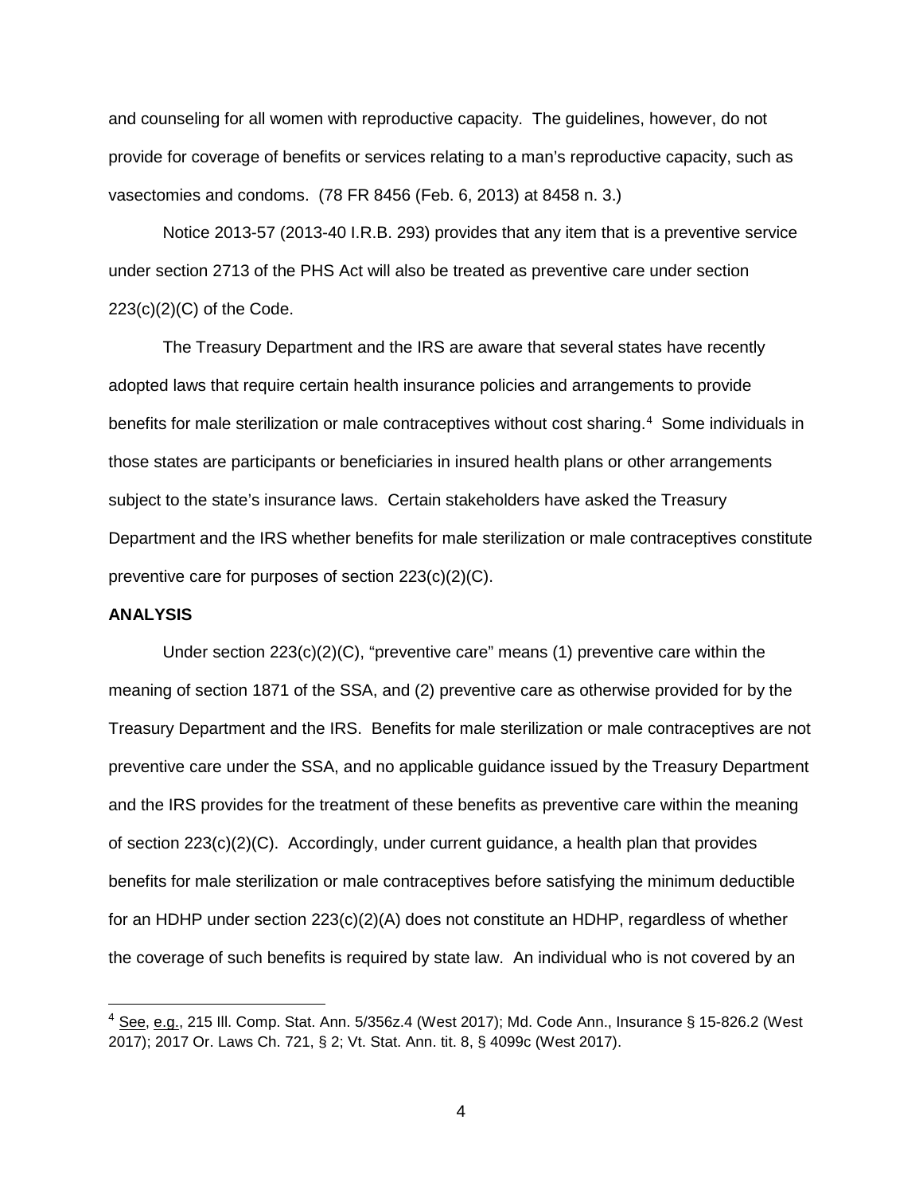and counseling for all women with reproductive capacity. The guidelines, however, do not provide for coverage of benefits or services relating to a man's reproductive capacity, such as vasectomies and condoms. (78 FR 8456 (Feb. 6, 2013) at 8458 n. 3.)

Notice 2013-57 (2013-40 I.R.B. 293) provides that any item that is a preventive service under section 2713 of the PHS Act will also be treated as preventive care under section 223(c)(2)(C) of the Code.

The Treasury Department and the IRS are aware that several states have recently adopted laws that require certain health insurance policies and arrangements to provide benefits for male sterilization or male contraceptives without cost sharing.[4] Some individuals in those states are participants or beneficiaries in insured health plans or other arrangements subject to the state's insurance laws. Certain stakeholders have asked the Treasury Department and the IRS whether benefits for male sterilization or male contraceptives constitute preventive care for purposes of section 223(c)(2)(C).

**ANALYSIS**

Under section 223(c)(2)(C), "preventive care" means (1) preventive care within the meaning of section 1871 of the SSA, and (2) preventive care as otherwise provided for by the Treasury Department and the IRS. Benefits for male sterilization or male contraceptives are not preventive care under the SSA, and no applicable guidance issued by the Treasury Department and the IRS provides for the treatment of these benefits as preventive care within the meaning of section 223(c)(2)(C). Accordingly, under current guidance, a health plan that provides benefits for male sterilization or male contraceptives before satisfying the minimum deductible for an HDHP under section 223(c)(2)(A) does not constitute an HDHP, regardless of whether the coverage of such benefits is required by state law. An individual who is not covered by an

[4] See, e.g., 215 Ill. Comp. Stat. Ann. 5/356z.4 (West 2017); Md. Code Ann., Insurance § 15-826.2 (West 2017); 2017 Or. Laws Ch. 721, § 2; Vt. Stat. Ann. tit. 8, § 4099c (West 2017).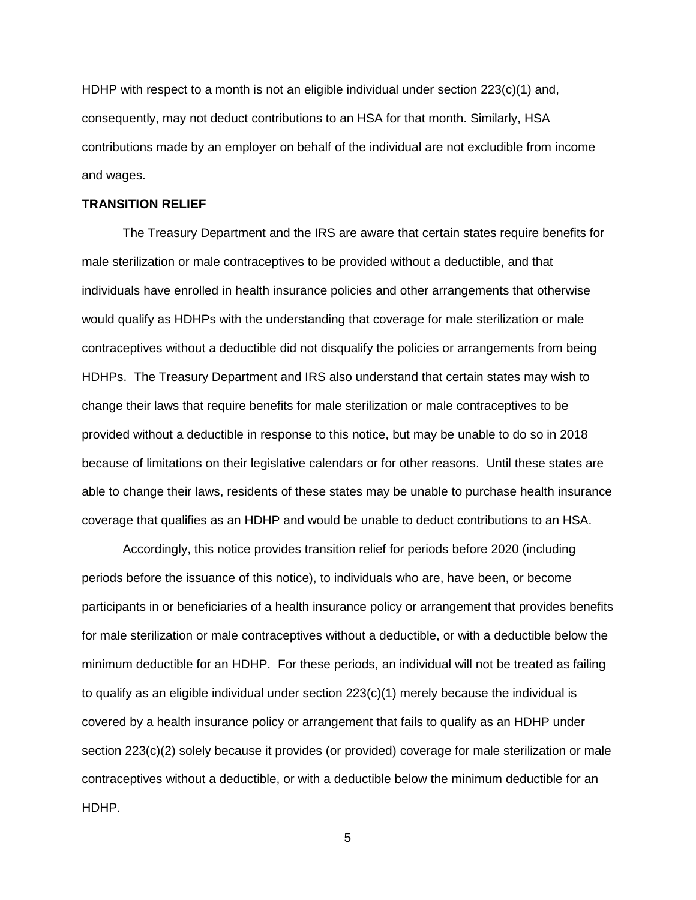HDHP with respect to a month is not an eligible individual under section 223(c)(1) and, consequently, may not deduct contributions to an HSA for that month. Similarly, HSA contributions made by an employer on behalf of the individual are not excludible from income and wages.

**TRANSITION RELIEF**

The Treasury Department and the IRS are aware that certain states require benefits for male sterilization or male contraceptives to be provided without a deductible, and that individuals have enrolled in health insurance policies and other arrangements that otherwise would qualify as HDHPs with the understanding that coverage for male sterilization or male contraceptives without a deductible did not disqualify the policies or arrangements from being HDHPs. The Treasury Department and IRS also understand that certain states may wish to change their laws that require benefits for male sterilization or male contraceptives to be provided without a deductible in response to this notice, but may be unable to do so in 2018 because of limitations on their legislative calendars or for other reasons. Until these states are able to change their laws, residents of these states may be unable to purchase health insurance coverage that qualifies as an HDHP and would be unable to deduct contributions to an HSA.

Accordingly, this notice provides transition relief for periods before 2020 (including periods before the issuance of this notice), to individuals who are, have been, or become participants in or beneficiaries of a health insurance policy or arrangement that provides benefits for male sterilization or male contraceptives without a deductible, or with a deductible below the minimum deductible for an HDHP. For these periods, an individual will not be treated as failing to qualify as an eligible individual under section 223(c)(1) merely because the individual is covered by a health insurance policy or arrangement that fails to qualify as an HDHP under section 223(c)(2) solely because it provides (or provided) coverage for male sterilization or male contraceptives without a deductible, or with a deductible below the minimum deductible for an HDHP.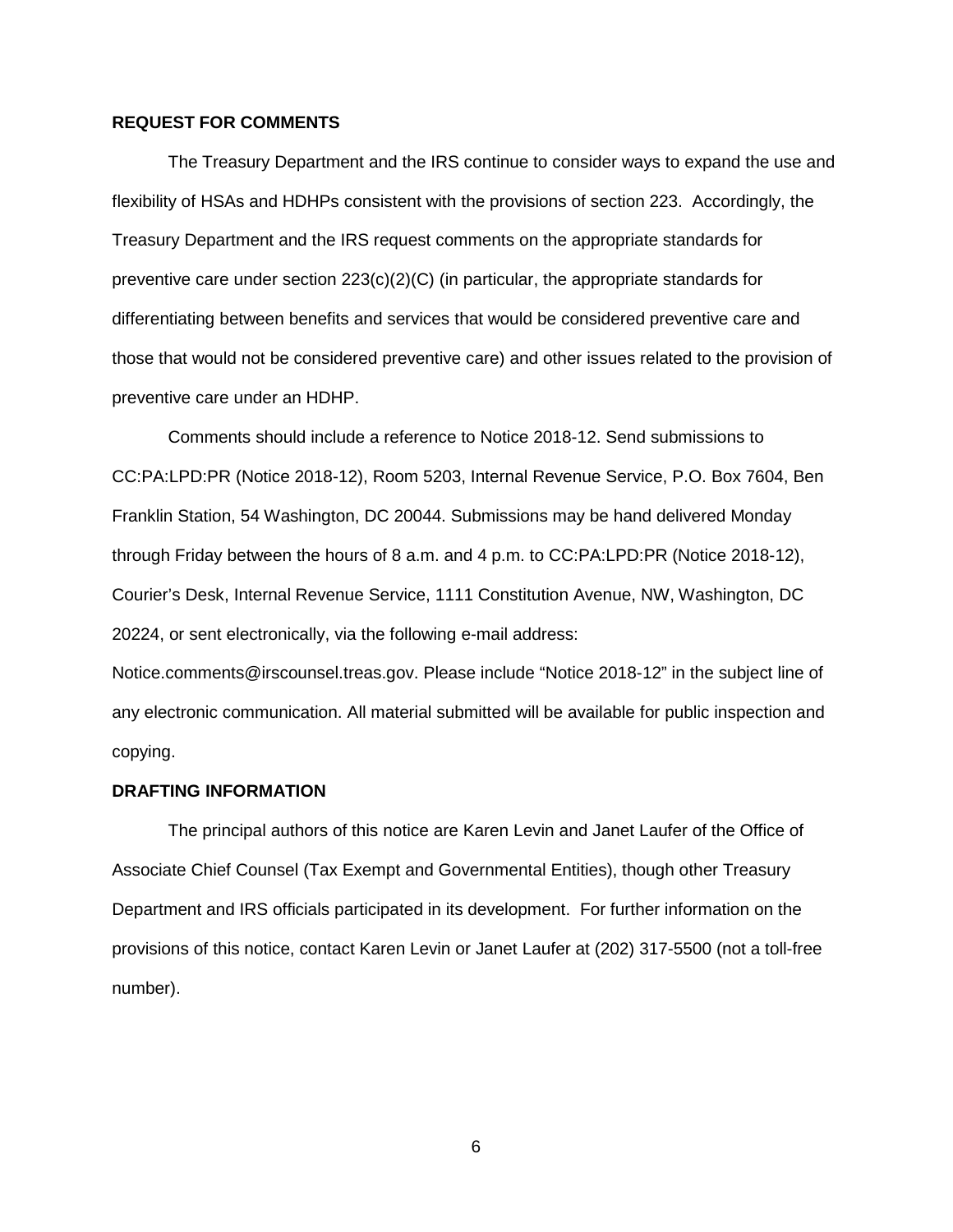**REQUEST FOR COMMENTS**

The Treasury Department and the IRS continue to consider ways to expand the use and flexibility of HSAs and HDHPs consistent with the provisions of section 223. Accordingly, the Treasury Department and the IRS request comments on the appropriate standards for preventive care under section 223(c)(2)(C) (in particular, the appropriate standards for differentiating between benefits and services that would be considered preventive care and those that would not be considered preventive care) and other issues related to the provision of preventive care under an HDHP.

Comments should include a reference to Notice 2018-12. Send submissions to CC:PA:LPD:PR (Notice 2018-12), Room 5203, Internal Revenue Service, P.O. Box 7604, Ben Franklin Station, 54 Washington, DC 20044. Submissions may be hand delivered Monday through Friday between the hours of 8 a.m. and 4 p.m. to CC:PA:LPD:PR (Notice 2018-12), Courier's Desk, Internal Revenue Service, 1111 Constitution Avenue, NW, Washington, DC 20224, or sent electronically, via the following e-mail address: Notice.comments@irscounsel.treas.gov. Please include "Notice 2018-12" in the subject line of any electronic communication. All material submitted will be available for public inspection and copying.

**DRAFTING INFORMATION**

The principal authors of this notice are Karen Levin and Janet Laufer of the Office of Associate Chief Counsel (Tax Exempt and Governmental Entities), though other Treasury Department and IRS officials participated in its development. For further information on the provisions of this notice, contact Karen Levin or Janet Laufer at (202) 317-5500 (not a toll-free number).